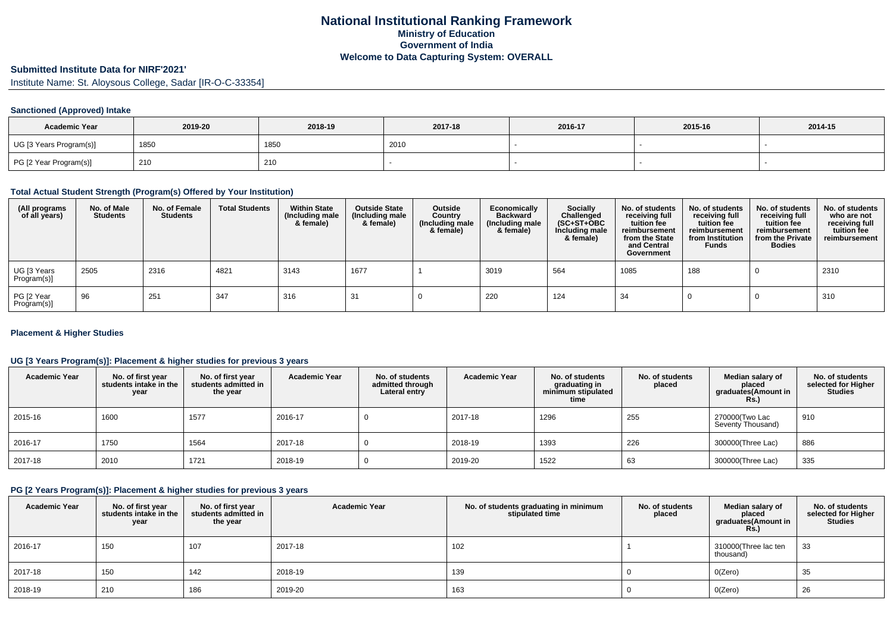# National Institutional Ranking Framework

## Ministry of Education

## Government of India

## Welcome to Data Capturing System: OVERALL

### Submitted Institute Data for NIRF'2021'

Institute Name: St. Aloysous College, Sadar [IR-O-C-33354]

### Sanctioned (Approved) Intake

| Academic Year | 2019-20 | 2018-19 | 2017-18 | 2016-17 | 2015-16 | 2014-15 |
|---|---|---|---|---|---|---|
| UG [3 Years Program(s)] | 1850 | 1850 | 2010 | - | - | - |
| PG [2 Year Program(s)] | 210 | 210 | - | - | - | - |

### Total Actual Student Strength (Program(s) Offered by Your Institution)

| (All programs of all years) | No. of Male Students | No. of Female Students | Total Students | Within State (Including male & female) | Outside State (Including male & female) | Outside Country (Including male & female) | Economically Backward (Including male & female) | Socially Challenged (SC+ST+OBC Including male & female) | No. of students receiving full tuition fee reimbursement from the State and Central Government | No. of students receiving full tuition fee reimbursement from Institution Funds | No. of students receiving full tuition fee reimbursement from the Private Bodies | No. of students who are not receiving full tuition fee reimbursement |
|---|---|---|---|---|---|---|---|---|---|---|---|---|
| UG [3 Years Program(s)] | 2505 | 2316 | 4821 | 3143 | 1677 | 1 | 3019 | 564 | 1085 | 188 | 0 | 2310 |
| PG [2 Year Program(s)] | 96 | 251 | 347 | 316 | 31 | 0 | 220 | 124 | 34 | 0 | 0 | 310 |

### Placement & Higher Studies

### UG [3 Years Program(s)]: Placement & higher studies for previous 3 years

| Academic Year | No. of first year students intake in the year | No. of first year students admitted in the year | Academic Year | No. of students admitted through Lateral entry | Academic Year | No. of students graduating in minimum stipulated time | No. of students placed | Median salary of placed graduates(Amount in Rs.) | No. of students selected for Higher Studies |
|---|---|---|---|---|---|---|---|---|---|
| 2015-16 | 1600 | 1577 | 2016-17 | 0 | 2017-18 | 1296 | 255 | 270000(Two Lac Seventy Thousand) | 910 |
| 2016-17 | 1750 | 1564 | 2017-18 | 0 | 2018-19 | 1393 | 226 | 300000(Three Lac) | 886 |
| 2017-18 | 2010 | 1721 | 2018-19 | 0 | 2019-20 | 1522 | 63 | 300000(Three Lac) | 335 |

### PG [2 Years Program(s)]: Placement & higher studies for previous 3 years

| Academic Year | No. of first year students intake in the year | No. of first year students admitted in the year | Academic Year | No. of students graduating in minimum stipulated time | No. of students placed | Median salary of placed graduates(Amount in Rs.) | No. of students selected for Higher Studies |
|---|---|---|---|---|---|---|---|
| 2016-17 | 150 | 107 | 2017-18 | 102 | 1 | 310000(Three lac ten thousand) | 33 |
| 2017-18 | 150 | 142 | 2018-19 | 139 | 0 | 0(Zero) | 35 |
| 2018-19 | 210 | 186 | 2019-20 | 163 | 0 | 0(Zero) | 26 |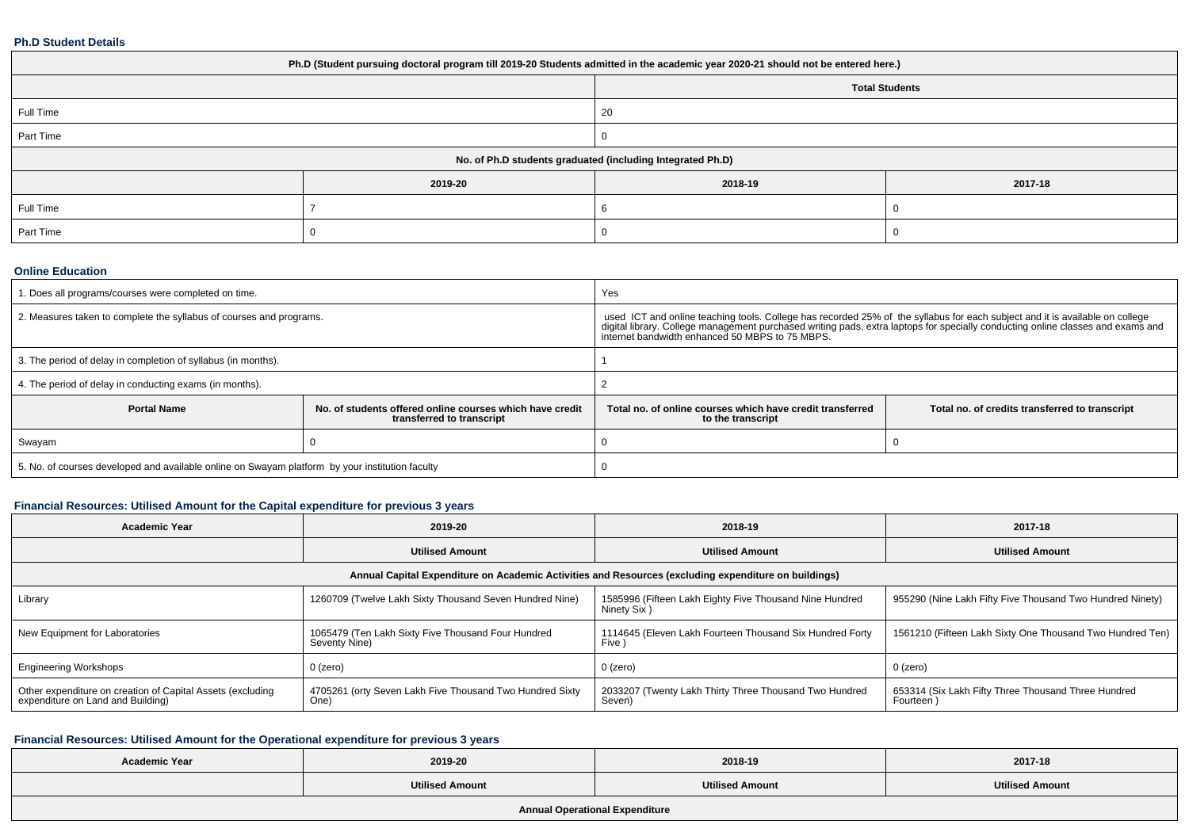### Ph.D Student Details

| Ph.D (Student pursuing doctoral program till 2019-20 Students admitted in the academic year 2020-21 should not be entered here.) | | | |
|---|---|---|---|
| | | Total Students | |
| Full Time | | 20 | |
| Part Time | | 0 | |
| No. of Ph.D students graduated (including Integrated Ph.D) | | | |
| | 2019-20 | 2018-19 | 2017-18 |
| Full Time | 7 | 6 | 0 |
| Part Time | 0 | 0 | 0 |

### Online Education

| | | | |
|---|---|---|---|
| 1. Does all programs/courses were completed on time. | | Yes | |
| 2. Measures taken to complete the syllabus of courses and programs. | | used ICT and online teaching tools. College has recorded 25% of the syllabus for each subject and it is available on college digital library. College management purchased writing pads, extra laptops for specially conducting online classes and exams and internet bandwidth enhanced 50 MBPS to 75 MBPS. | |
| 3. The period of delay in completion of syllabus (in months). | | 1 | |
| 4. The period of delay in conducting exams (in months). | | 2 | |
| **Portal Name** | **No. of students offered online courses which have credit transferred to transcript** | **Total no. of online courses which have credit transferred to the transcript** | **Total no. of credits transferred to transcript** |
| Swayam | 0 | 0 | 0 |
| 5. No. of courses developed and available online on Swayam platform by your institution faculty | | 0 | |

### Financial Resources: Utilised Amount for the Capital expenditure for previous 3 years

| Academic Year | 2019-20 | 2018-19 | 2017-18 |
|---|---|---|---|
| | Utilised Amount | Utilised Amount | Utilised Amount |
| Annual Capital Expenditure on Academic Activities and Resources (excluding expenditure on buildings) | | | |
| Library | 1260709 (Twelve Lakh Sixty Thousand Seven Hundred Nine) | 1585996 (Fifteen Lakh Eighty Five Thousand Nine Hundred Ninety Six ) | 955290 (Nine Lakh Fifty Five Thousand Two Hundred Ninety) |
| New Equipment for Laboratories | 1065479 (Ten Lakh Sixty Five Thousand Four Hundred Seventy Nine) | 1114645 (Eleven Lakh Fourteen Thousand Six Hundred Forty Five ) | 1561210 (Fifteen Lakh Sixty One Thousand Two Hundred Ten) |
| Engineering Workshops | 0 (zero) | 0 (zero) | 0 (zero) |
| Other expenditure on creation of Capital Assets (excluding expenditure on Land and Building) | 4705261 (orty Seven Lakh Five Thousand Two Hundred Sixty One) | 2033207 (Twenty Lakh Thirty Three Thousand Two Hundred Seven) | 653314 (Six Lakh Fifty Three Thousand Three Hundred Fourteen ) |

### Financial Resources: Utilised Amount for the Operational expenditure for previous 3 years

| Academic Year | 2019-20 | 2018-19 | 2017-18 |
|---|---|---|---|
| | Utilised Amount | Utilised Amount | Utilised Amount |
| Annual Operational Expenditure | | | |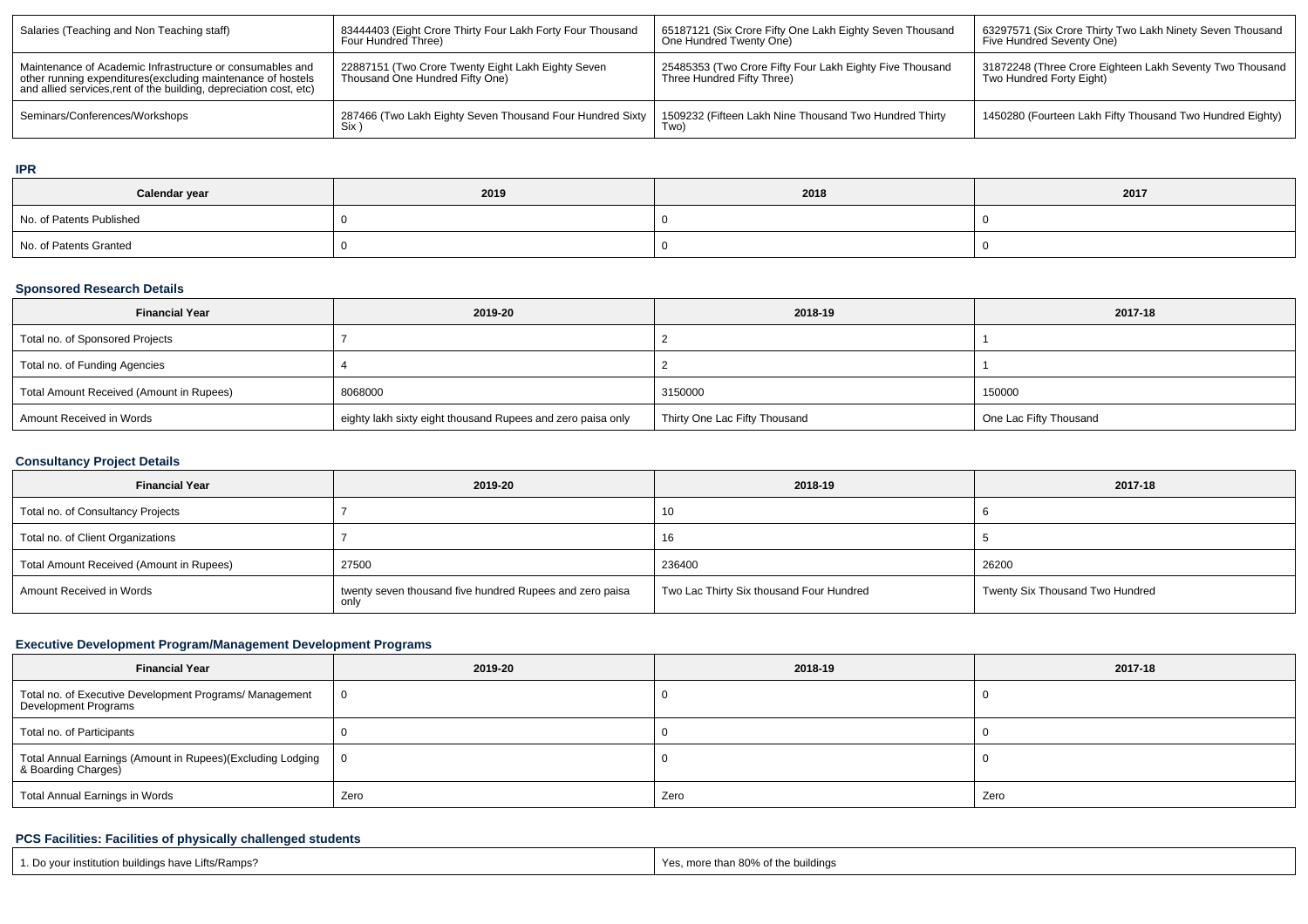| Salaries (Teaching and Non Teaching staff) | 83444403 (Eight Crore Thirty Four Lakh Forty Four Thousand Four Hundred Three) | 65187121 (Six Crore Fifty One Lakh Eighty Seven Thousand One Hundred Twenty One) | 63297571 (Six Crore Thirty Two Lakh Ninety Seven Thousand Five Hundred Seventy One) |
|---|---|---|---|
| Maintenance of Academic Infrastructure or consumables and other running expenditures(excluding maintenance of hostels and allied services,rent of the building, depreciation cost, etc) | 22887151 (Two Crore Twenty Eight Lakh Eighty Seven Thousand One Hundred Fifty One) | 25485353 (Two Crore Fifty Four Lakh Eighty Five Thousand Three Hundred Fifty Three) | 31872248 (Three Crore Eighteen Lakh Seventy Two Thousand Two Hundred Forty Eight) |
| Seminars/Conferences/Workshops | 287466 (Two Lakh Eighty Seven Thousand Four Hundred Sixty Six ) | 1509232 (Fifteen Lakh Nine Thousand Two Hundred Thirty Two) | 1450280 (Fourteen Lakh Fifty Thousand Two Hundred Eighty) |

### IPR

| Calendar year | 2019 | 2018 | 2017 |
|---|---|---|---|
| No. of Patents Published | 0 | 0 | 0 |
| No. of Patents Granted | 0 | 0 | 0 |

### Sponsored Research Details

| Financial Year | 2019-20 | 2018-19 | 2017-18 |
|---|---|---|---|
| Total no. of Sponsored Projects | 7 | 2 | 1 |
| Total no. of Funding Agencies | 4 | 2 | 1 |
| Total Amount Received (Amount in Rupees) | 8068000 | 3150000 | 150000 |
| Amount Received in Words | eighty lakh sixty eight thousand Rupees and zero paisa only | Thirty One Lac Fifty Thousand | One Lac Fifty Thousand |

### Consultancy Project Details

| Financial Year | 2019-20 | 2018-19 | 2017-18 |
|---|---|---|---|
| Total no. of Consultancy Projects | 7 | 10 | 6 |
| Total no. of Client Organizations | 7 | 16 | 5 |
| Total Amount Received (Amount in Rupees) | 27500 | 236400 | 26200 |
| Amount Received in Words | twenty seven thousand five hundred Rupees and zero paisa only | Two Lac Thirty Six thousand Four Hundred | Twenty Six Thousand Two Hundred |

### Executive Development Program/Management Development Programs

| Financial Year | 2019-20 | 2018-19 | 2017-18 |
|---|---|---|---|
| Total no. of Executive Development Programs/ Management Development Programs | 0 | 0 | 0 |
| Total no. of Participants | 0 | 0 | 0 |
| Total Annual Earnings (Amount in Rupees)(Excluding Lodging & Boarding Charges) | 0 | 0 | 0 |
| Total Annual Earnings in Words | Zero | Zero | Zero |

### PCS Facilities: Facilities of physically challenged students

| 1. Do your institution buildings have Lifts/Ramps? | Yes, more than 80% of the buildings |
|---|---|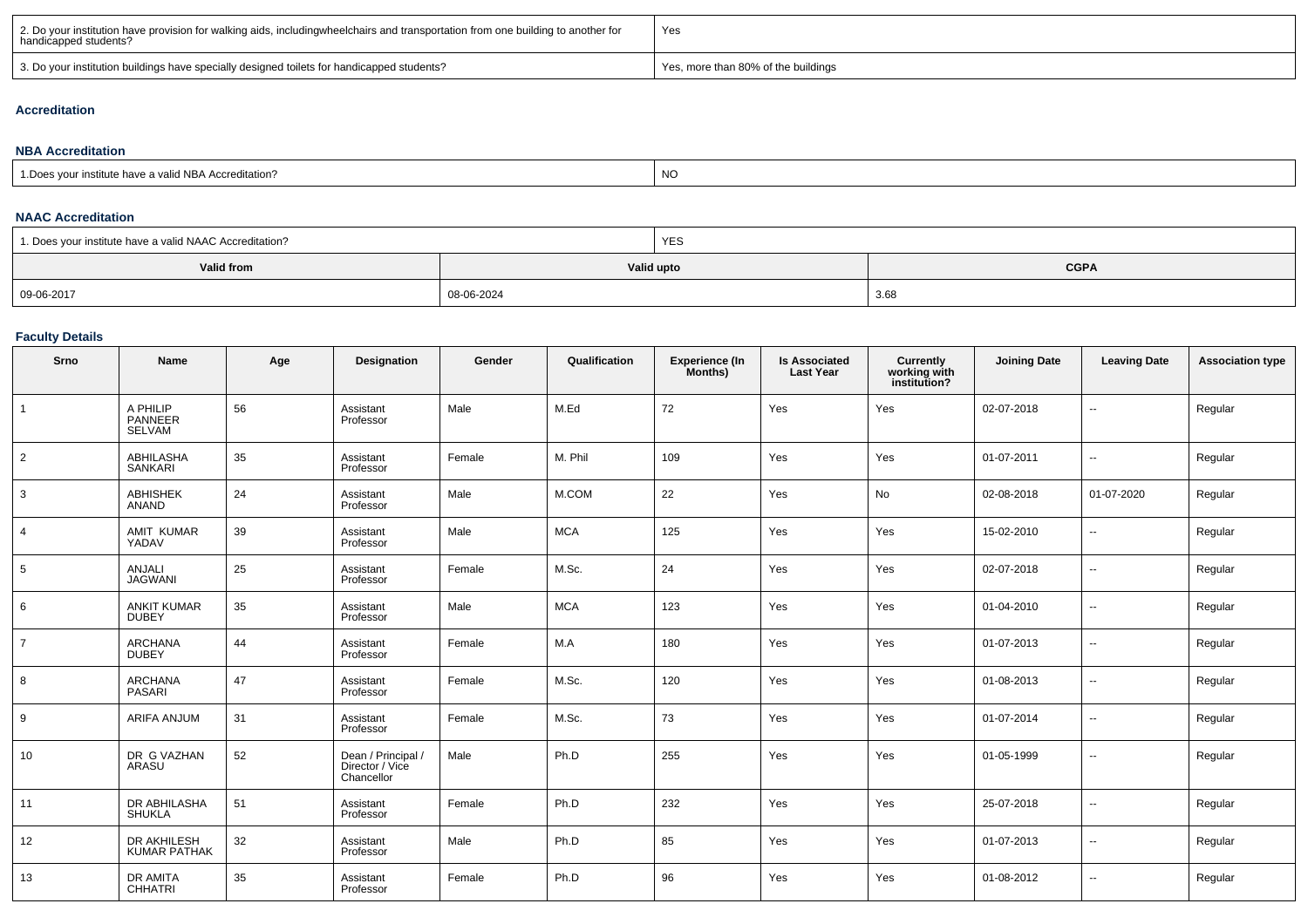| | |
|---|---|
| 2. Do your institution have provision for walking aids, includingwheelchairs and transportation from one building to another for handicapped students? | Yes |
| 3. Do your institution buildings have specially designed toilets for handicapped students? | Yes, more than 80% of the buildings |

### Accreditation

#### NBA Accreditation

| | |
|---|---|
| 1.Does your institute have a valid NBA Accreditation? | NO |

#### NAAC Accreditation

| | | |
|---|---|---|
| 1. Does your institute have a valid NAAC Accreditation? | YES | |
| **Valid from** | **Valid upto** | **CGPA** |
| 09-06-2017 | 08-06-2024 | 3.68 |

### Faculty Details

| Srno | Name | Age | Designation | Gender | Qualification | Experience (In Months) | Is Associated Last Year | Currently working with institution? | Joining Date | Leaving Date | Association type |
|---|---|---|---|---|---|---|---|---|---|---|---|
| 1 | A PHILIP PANNEER SELVAM | 56 | Assistant Professor | Male | M.Ed | 72 | Yes | Yes | 02-07-2018 | -- | Regular |
| 2 | ABHILASHA SANKARI | 35 | Assistant Professor | Female | M. Phil | 109 | Yes | Yes | 01-07-2011 | -- | Regular |
| 3 | ABHISHEK ANAND | 24 | Assistant Professor | Male | M.COM | 22 | Yes | No | 02-08-2018 | 01-07-2020 | Regular |
| 4 | AMIT KUMAR YADAV | 39 | Assistant Professor | Male | MCA | 125 | Yes | Yes | 15-02-2010 | -- | Regular |
| 5 | ANJALI JAGWANI | 25 | Assistant Professor | Female | M.Sc. | 24 | Yes | Yes | 02-07-2018 | -- | Regular |
| 6 | ANKIT KUMAR DUBEY | 35 | Assistant Professor | Male | MCA | 123 | Yes | Yes | 01-04-2010 | -- | Regular |
| 7 | ARCHANA DUBEY | 44 | Assistant Professor | Female | M.A | 180 | Yes | Yes | 01-07-2013 | -- | Regular |
| 8 | ARCHANA PASARI | 47 | Assistant Professor | Female | M.Sc. | 120 | Yes | Yes | 01-08-2013 | -- | Regular |
| 9 | ARIFA ANJUM | 31 | Assistant Professor | Female | M.Sc. | 73 | Yes | Yes | 01-07-2014 | -- | Regular |
| 10 | DR G VAZHAN ARASU | 52 | Dean / Principal / Director / Vice Chancellor | Male | Ph.D | 255 | Yes | Yes | 01-05-1999 | -- | Regular |
| 11 | DR ABHILASHA SHUKLA | 51 | Assistant Professor | Female | Ph.D | 232 | Yes | Yes | 25-07-2018 | -- | Regular |
| 12 | DR AKHILESH KUMAR PATHAK | 32 | Assistant Professor | Male | Ph.D | 85 | Yes | Yes | 01-07-2013 | -- | Regular |
| 13 | DR AMITA CHHATRI | 35 | Assistant Professor | Female | Ph.D | 96 | Yes | Yes | 01-08-2012 | -- | Regular |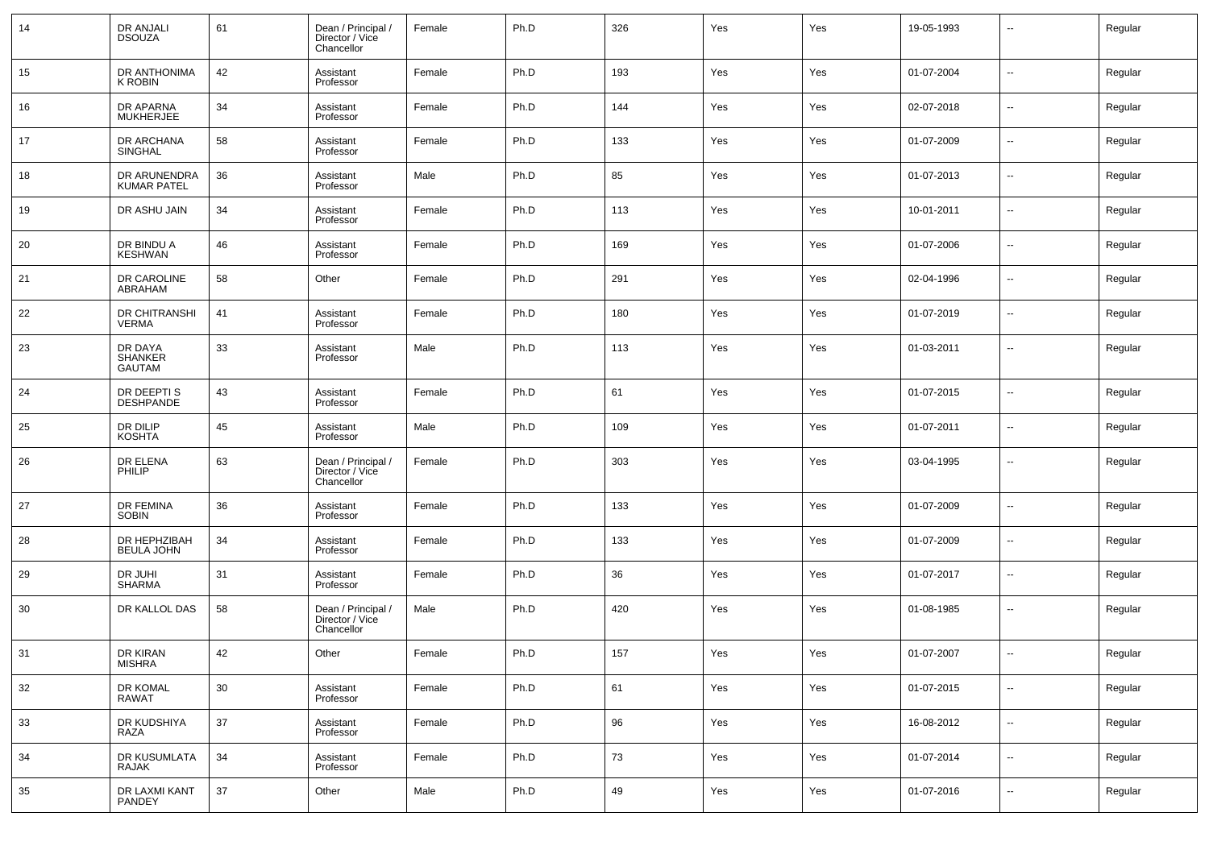| 14 | DR ANJALI DSOUZA | 61 | Dean / Principal / Director / Vice Chancellor | Female | Ph.D | 326 | Yes | Yes | 19-05-1993 | -- | Regular |
|---|---|---|---|---|---|---|---|---|---|---|---|
| 15 | DR ANTHONIMA K ROBIN | 42 | Assistant Professor | Female | Ph.D | 193 | Yes | Yes | 01-07-2004 | -- | Regular |
| 16 | DR APARNA MUKHERJEE | 34 | Assistant Professor | Female | Ph.D | 144 | Yes | Yes | 02-07-2018 | -- | Regular |
| 17 | DR ARCHANA SINGHAL | 58 | Assistant Professor | Female | Ph.D | 133 | Yes | Yes | 01-07-2009 | -- | Regular |
| 18 | DR ARUNENDRA KUMAR PATEL | 36 | Assistant Professor | Male | Ph.D | 85 | Yes | Yes | 01-07-2013 | -- | Regular |
| 19 | DR ASHU JAIN | 34 | Assistant Professor | Female | Ph.D | 113 | Yes | Yes | 10-01-2011 | -- | Regular |
| 20 | DR BINDU A KESHWAN | 46 | Assistant Professor | Female | Ph.D | 169 | Yes | Yes | 01-07-2006 | -- | Regular |
| 21 | DR CAROLINE ABRAHAM | 58 | Other | Female | Ph.D | 291 | Yes | Yes | 02-04-1996 | -- | Regular |
| 22 | DR CHITRANSHI VERMA | 41 | Assistant Professor | Female | Ph.D | 180 | Yes | Yes | 01-07-2019 | -- | Regular |
| 23 | DR DAYA SHANKER GAUTAM | 33 | Assistant Professor | Male | Ph.D | 113 | Yes | Yes | 01-03-2011 | -- | Regular |
| 24 | DR DEEPTI S DESHPANDE | 43 | Assistant Professor | Female | Ph.D | 61 | Yes | Yes | 01-07-2015 | -- | Regular |
| 25 | DR DILIP KOSHTA | 45 | Assistant Professor | Male | Ph.D | 109 | Yes | Yes | 01-07-2011 | -- | Regular |
| 26 | DR ELENA PHILIP | 63 | Dean / Principal / Director / Vice Chancellor | Female | Ph.D | 303 | Yes | Yes | 03-04-1995 | -- | Regular |
| 27 | DR FEMINA SOBIN | 36 | Assistant Professor | Female | Ph.D | 133 | Yes | Yes | 01-07-2009 | -- | Regular |
| 28 | DR HEPHZIBAH BEULA JOHN | 34 | Assistant Professor | Female | Ph.D | 133 | Yes | Yes | 01-07-2009 | -- | Regular |
| 29 | DR JUHI SHARMA | 31 | Assistant Professor | Female | Ph.D | 36 | Yes | Yes | 01-07-2017 | -- | Regular |
| 30 | DR KALLOL DAS | 58 | Dean / Principal / Director / Vice Chancellor | Male | Ph.D | 420 | Yes | Yes | 01-08-1985 | -- | Regular |
| 31 | DR KIRAN MISHRA | 42 | Other | Female | Ph.D | 157 | Yes | Yes | 01-07-2007 | -- | Regular |
| 32 | DR KOMAL RAWAT | 30 | Assistant Professor | Female | Ph.D | 61 | Yes | Yes | 01-07-2015 | -- | Regular |
| 33 | DR KUDSHIYA RAZA | 37 | Assistant Professor | Female | Ph.D | 96 | Yes | Yes | 16-08-2012 | -- | Regular |
| 34 | DR KUSUMLATA RAJAK | 34 | Assistant Professor | Female | Ph.D | 73 | Yes | Yes | 01-07-2014 | -- | Regular |
| 35 | DR LAXMI KANT PANDEY | 37 | Other | Male | Ph.D | 49 | Yes | Yes | 01-07-2016 | -- | Regular |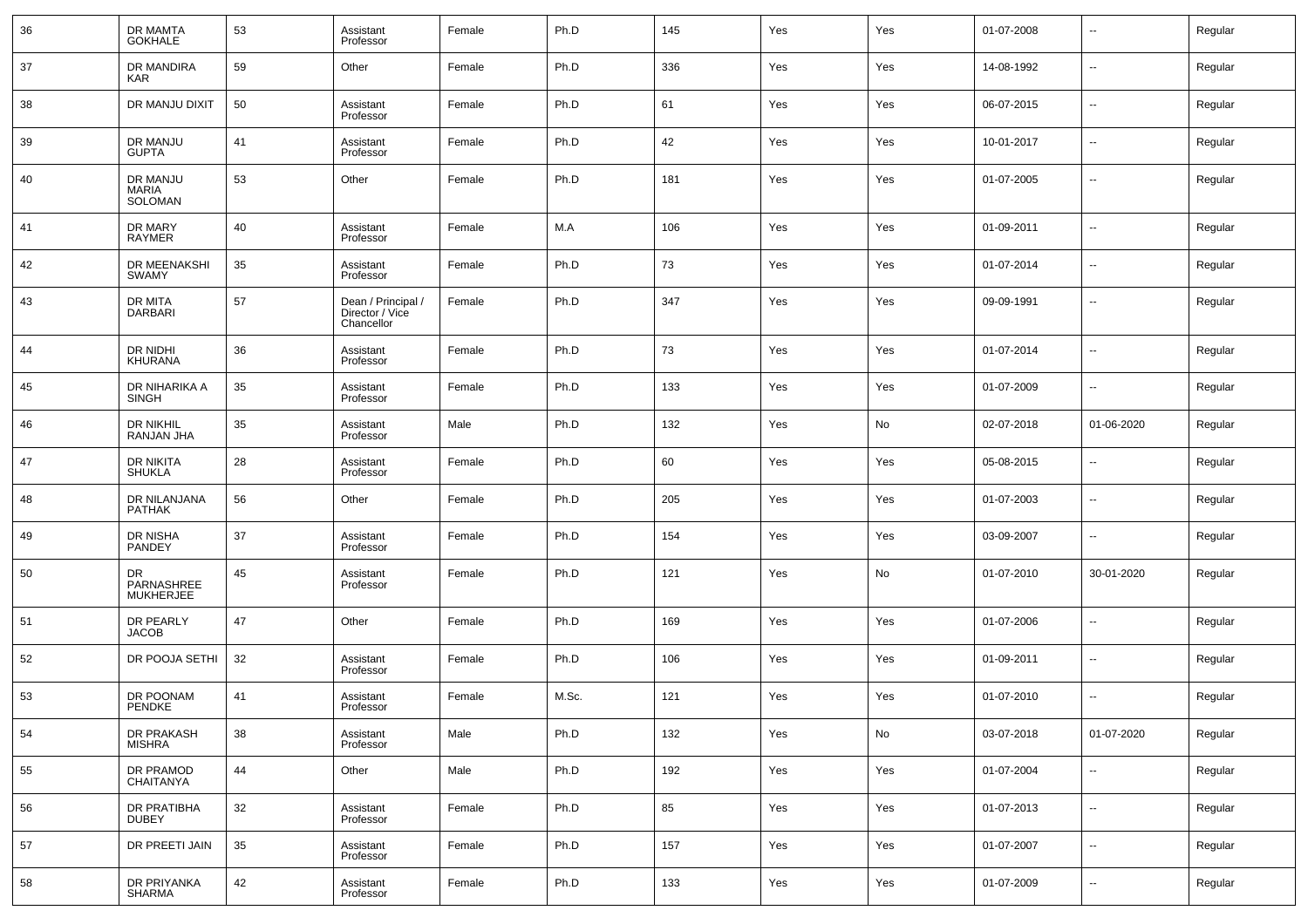| 36 | DR MAMTA GOKHALE | 53 | Assistant Professor | Female | Ph.D | 145 | Yes | Yes | 01-07-2008 | -- | Regular |
|---|---|---|---|---|---|---|---|---|---|---|---|
| 37 | DR MANDIRA KAR | 59 | Other | Female | Ph.D | 336 | Yes | Yes | 14-08-1992 | -- | Regular |
| 38 | DR MANJU DIXIT | 50 | Assistant Professor | Female | Ph.D | 61 | Yes | Yes | 06-07-2015 | -- | Regular |
| 39 | DR MANJU GUPTA | 41 | Assistant Professor | Female | Ph.D | 42 | Yes | Yes | 10-01-2017 | -- | Regular |
| 40 | DR MANJU MARIA SOLOMAN | 53 | Other | Female | Ph.D | 181 | Yes | Yes | 01-07-2005 | -- | Regular |
| 41 | DR MARY RAYMER | 40 | Assistant Professor | Female | M.A | 106 | Yes | Yes | 01-09-2011 | -- | Regular |
| 42 | DR MEENAKSHI SWAMY | 35 | Assistant Professor | Female | Ph.D | 73 | Yes | Yes | 01-07-2014 | -- | Regular |
| 43 | DR MITA DARBARI | 57 | Dean / Principal / Director / Vice Chancellor | Female | Ph.D | 347 | Yes | Yes | 09-09-1991 | -- | Regular |
| 44 | DR NIDHI KHURANA | 36 | Assistant Professor | Female | Ph.D | 73 | Yes | Yes | 01-07-2014 | -- | Regular |
| 45 | DR NIHARIKA A SINGH | 35 | Assistant Professor | Female | Ph.D | 133 | Yes | Yes | 01-07-2009 | -- | Regular |
| 46 | DR NIKHIL RANJAN JHA | 35 | Assistant Professor | Male | Ph.D | 132 | Yes | No | 02-07-2018 | 01-06-2020 | Regular |
| 47 | DR NIKITA SHUKLA | 28 | Assistant Professor | Female | Ph.D | 60 | Yes | Yes | 05-08-2015 | -- | Regular |
| 48 | DR NILANJANA PATHAK | 56 | Other | Female | Ph.D | 205 | Yes | Yes | 01-07-2003 | -- | Regular |
| 49 | DR NISHA PANDEY | 37 | Assistant Professor | Female | Ph.D | 154 | Yes | Yes | 03-09-2007 | -- | Regular |
| 50 | DR PARNASHREE MUKHERJEE | 45 | Assistant Professor | Female | Ph.D | 121 | Yes | No | 01-07-2010 | 30-01-2020 | Regular |
| 51 | DR PEARLY JACOB | 47 | Other | Female | Ph.D | 169 | Yes | Yes | 01-07-2006 | -- | Regular |
| 52 | DR POOJA SETHI | 32 | Assistant Professor | Female | Ph.D | 106 | Yes | Yes | 01-09-2011 | -- | Regular |
| 53 | DR POONAM PENDKE | 41 | Assistant Professor | Female | M.Sc. | 121 | Yes | Yes | 01-07-2010 | -- | Regular |
| 54 | DR PRAKASH MISHRA | 38 | Assistant Professor | Male | Ph.D | 132 | Yes | No | 03-07-2018 | 01-07-2020 | Regular |
| 55 | DR PRAMOD CHAITANYA | 44 | Other | Male | Ph.D | 192 | Yes | Yes | 01-07-2004 | -- | Regular |
| 56 | DR PRATIBHA DUBEY | 32 | Assistant Professor | Female | Ph.D | 85 | Yes | Yes | 01-07-2013 | -- | Regular |
| 57 | DR PREETI JAIN | 35 | Assistant Professor | Female | Ph.D | 157 | Yes | Yes | 01-07-2007 | -- | Regular |
| 58 | DR PRIYANKA SHARMA | 42 | Assistant Professor | Female | Ph.D | 133 | Yes | Yes | 01-07-2009 | -- | Regular |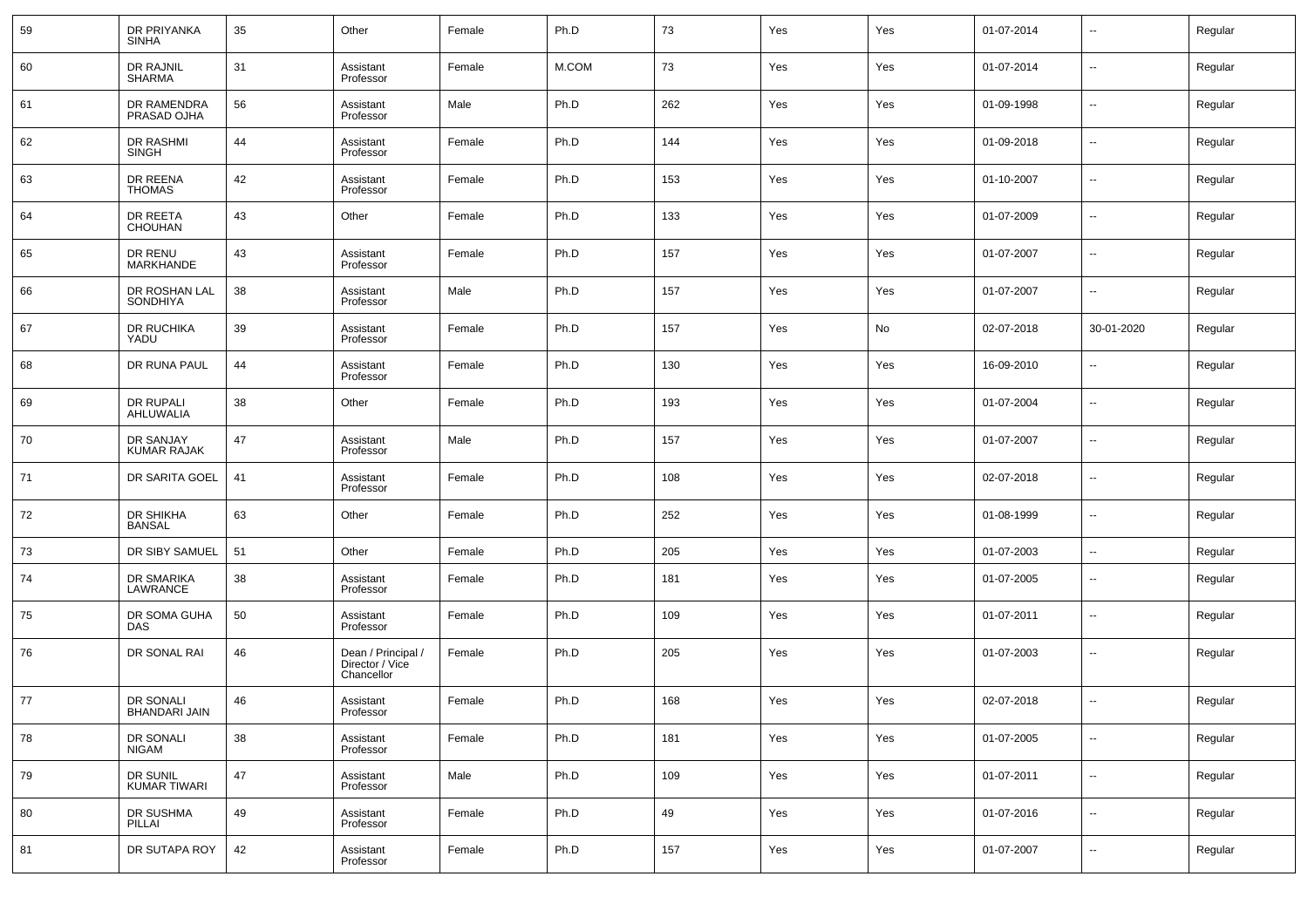| 59 | DR PRIYANKA SINHA | 35 | Other | Female | Ph.D | 73 | Yes | Yes | 01-07-2014 | -- | Regular |
|---|---|---|---|---|---|---|---|---|---|---|---|
| 60 | DR RAJNIL SHARMA | 31 | Assistant Professor | Female | M.COM | 73 | Yes | Yes | 01-07-2014 | -- | Regular |
| 61 | DR RAMENDRA PRASAD OJHA | 56 | Assistant Professor | Male | Ph.D | 262 | Yes | Yes | 01-09-1998 | -- | Regular |
| 62 | DR RASHMI SINGH | 44 | Assistant Professor | Female | Ph.D | 144 | Yes | Yes | 01-09-2018 | -- | Regular |
| 63 | DR REENA THOMAS | 42 | Assistant Professor | Female | Ph.D | 153 | Yes | Yes | 01-10-2007 | -- | Regular |
| 64 | DR REETA CHOUHAN | 43 | Other | Female | Ph.D | 133 | Yes | Yes | 01-07-2009 | -- | Regular |
| 65 | DR RENU MARKHANDE | 43 | Assistant Professor | Female | Ph.D | 157 | Yes | Yes | 01-07-2007 | -- | Regular |
| 66 | DR ROSHAN LAL SONDHIYA | 38 | Assistant Professor | Male | Ph.D | 157 | Yes | Yes | 01-07-2007 | -- | Regular |
| 67 | DR RUCHIKA YADU | 39 | Assistant Professor | Female | Ph.D | 157 | Yes | No | 02-07-2018 | 30-01-2020 | Regular |
| 68 | DR RUNA PAUL | 44 | Assistant Professor | Female | Ph.D | 130 | Yes | Yes | 16-09-2010 | -- | Regular |
| 69 | DR RUPALI AHLUWALIA | 38 | Other | Female | Ph.D | 193 | Yes | Yes | 01-07-2004 | -- | Regular |
| 70 | DR SANJAY KUMAR RAJAK | 47 | Assistant Professor | Male | Ph.D | 157 | Yes | Yes | 01-07-2007 | -- | Regular |
| 71 | DR SARITA GOEL | 41 | Assistant Professor | Female | Ph.D | 108 | Yes | Yes | 02-07-2018 | -- | Regular |
| 72 | DR SHIKHA BANSAL | 63 | Other | Female | Ph.D | 252 | Yes | Yes | 01-08-1999 | -- | Regular |
| 73 | DR SIBY SAMUEL | 51 | Other | Female | Ph.D | 205 | Yes | Yes | 01-07-2003 | -- | Regular |
| 74 | DR SMARIKA LAWRANCE | 38 | Assistant Professor | Female | Ph.D | 181 | Yes | Yes | 01-07-2005 | -- | Regular |
| 75 | DR SOMA GUHA DAS | 50 | Assistant Professor | Female | Ph.D | 109 | Yes | Yes | 01-07-2011 | -- | Regular |
| 76 | DR SONAL RAI | 46 | Dean / Principal / Director / Vice Chancellor | Female | Ph.D | 205 | Yes | Yes | 01-07-2003 | -- | Regular |
| 77 | DR SONALI BHANDARI JAIN | 46 | Assistant Professor | Female | Ph.D | 168 | Yes | Yes | 02-07-2018 | -- | Regular |
| 78 | DR SONALI NIGAM | 38 | Assistant Professor | Female | Ph.D | 181 | Yes | Yes | 01-07-2005 | -- | Regular |
| 79 | DR SUNIL KUMAR TIWARI | 47 | Assistant Professor | Male | Ph.D | 109 | Yes | Yes | 01-07-2011 | -- | Regular |
| 80 | DR SUSHMA PILLAI | 49 | Assistant Professor | Female | Ph.D | 49 | Yes | Yes | 01-07-2016 | -- | Regular |
| 81 | DR SUTAPA ROY | 42 | Assistant Professor | Female | Ph.D | 157 | Yes | Yes | 01-07-2007 | -- | Regular |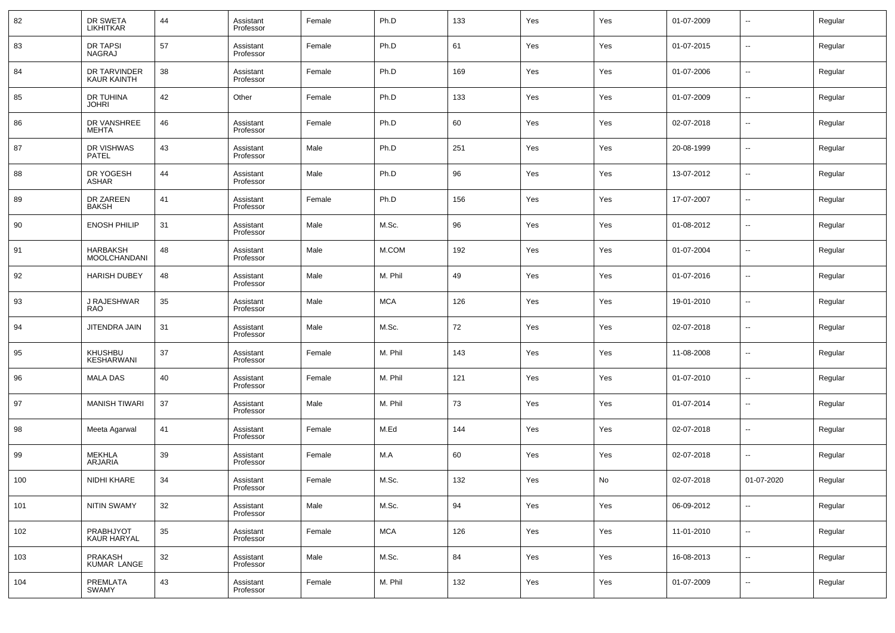| 82 | DR SWETA LIKHITKAR | 44 | Assistant Professor | Female | Ph.D | 133 | Yes | Yes | 01-07-2009 | -- | Regular |
|---|---|---|---|---|---|---|---|---|---|---|---|
| 83 | DR TAPSI NAGRAJ | 57 | Assistant Professor | Female | Ph.D | 61 | Yes | Yes | 01-07-2015 | -- | Regular |
| 84 | DR TARVINDER KAUR KAINTH | 38 | Assistant Professor | Female | Ph.D | 169 | Yes | Yes | 01-07-2006 | -- | Regular |
| 85 | DR TUHINA JOHRI | 42 | Other | Female | Ph.D | 133 | Yes | Yes | 01-07-2009 | -- | Regular |
| 86 | DR VANSHREE MEHTA | 46 | Assistant Professor | Female | Ph.D | 60 | Yes | Yes | 02-07-2018 | -- | Regular |
| 87 | DR VISHWAS PATEL | 43 | Assistant Professor | Male | Ph.D | 251 | Yes | Yes | 20-08-1999 | -- | Regular |
| 88 | DR YOGESH ASHAR | 44 | Assistant Professor | Male | Ph.D | 96 | Yes | Yes | 13-07-2012 | -- | Regular |
| 89 | DR ZAREEN BAKSH | 41 | Assistant Professor | Female | Ph.D | 156 | Yes | Yes | 17-07-2007 | -- | Regular |
| 90 | ENOSH PHILIP | 31 | Assistant Professor | Male | M.Sc. | 96 | Yes | Yes | 01-08-2012 | -- | Regular |
| 91 | HARBAKSH MOOLCHANDANI | 48 | Assistant Professor | Male | M.COM | 192 | Yes | Yes | 01-07-2004 | -- | Regular |
| 92 | HARISH DUBEY | 48 | Assistant Professor | Male | M. Phil | 49 | Yes | Yes | 01-07-2016 | -- | Regular |
| 93 | J RAJESHWAR RAO | 35 | Assistant Professor | Male | MCA | 126 | Yes | Yes | 19-01-2010 | -- | Regular |
| 94 | JITENDRA JAIN | 31 | Assistant Professor | Male | M.Sc. | 72 | Yes | Yes | 02-07-2018 | -- | Regular |
| 95 | KHUSHBU KESHARWANI | 37 | Assistant Professor | Female | M. Phil | 143 | Yes | Yes | 11-08-2008 | -- | Regular |
| 96 | MALA DAS | 40 | Assistant Professor | Female | M. Phil | 121 | Yes | Yes | 01-07-2010 | -- | Regular |
| 97 | MANISH TIWARI | 37 | Assistant Professor | Male | M. Phil | 73 | Yes | Yes | 01-07-2014 | -- | Regular |
| 98 | Meeta Agarwal | 41 | Assistant Professor | Female | M.Ed | 144 | Yes | Yes | 02-07-2018 | -- | Regular |
| 99 | MEKHLA ARJARIA | 39 | Assistant Professor | Female | M.A | 60 | Yes | Yes | 02-07-2018 | -- | Regular |
| 100 | NIDHI KHARE | 34 | Assistant Professor | Female | M.Sc. | 132 | Yes | No | 02-07-2018 | 01-07-2020 | Regular |
| 101 | NITIN SWAMY | 32 | Assistant Professor | Male | M.Sc. | 94 | Yes | Yes | 06-09-2012 | -- | Regular |
| 102 | PRABHJYOT KAUR HARYAL | 35 | Assistant Professor | Female | MCA | 126 | Yes | Yes | 11-01-2010 | -- | Regular |
| 103 | PRAKASH KUMAR LANGE | 32 | Assistant Professor | Male | M.Sc. | 84 | Yes | Yes | 16-08-2013 | -- | Regular |
| 104 | PREMLATA SWAMY | 43 | Assistant Professor | Female | M. Phil | 132 | Yes | Yes | 01-07-2009 | -- | Regular |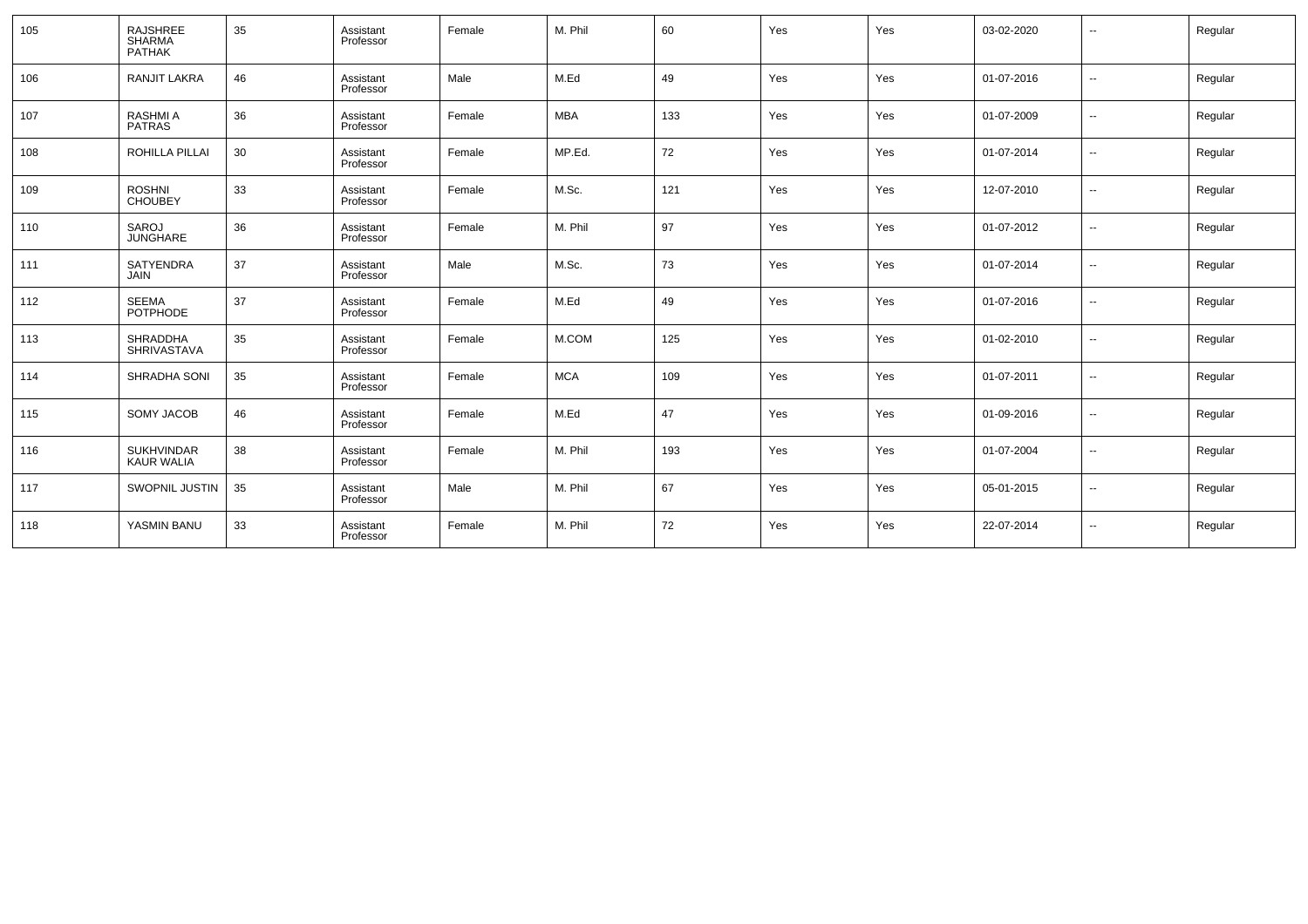| | | | | | | | | | | | |
|---|---|---|---|---|---|---|---|---|---|---|---|
| 105 | RAJSHREE SHARMA PATHAK | 35 | Assistant Professor | Female | M. Phil | 60 | Yes | Yes | 03-02-2020 | -- | Regular |
| 106 | RANJIT LAKRA | 46 | Assistant Professor | Male | M.Ed | 49 | Yes | Yes | 01-07-2016 | -- | Regular |
| 107 | RASHMI A PATRAS | 36 | Assistant Professor | Female | MBA | 133 | Yes | Yes | 01-07-2009 | -- | Regular |
| 108 | ROHILLA PILLAI | 30 | Assistant Professor | Female | MP.Ed. | 72 | Yes | Yes | 01-07-2014 | -- | Regular |
| 109 | ROSHNI CHOUBEY | 33 | Assistant Professor | Female | M.Sc. | 121 | Yes | Yes | 12-07-2010 | -- | Regular |
| 110 | SAROJ JUNGHARE | 36 | Assistant Professor | Female | M. Phil | 97 | Yes | Yes | 01-07-2012 | -- | Regular |
| 111 | SATYENDRA JAIN | 37 | Assistant Professor | Male | M.Sc. | 73 | Yes | Yes | 01-07-2014 | -- | Regular |
| 112 | SEEMA POTPHODE | 37 | Assistant Professor | Female | M.Ed | 49 | Yes | Yes | 01-07-2016 | -- | Regular |
| 113 | SHRADDHA SHRIVASTAVA | 35 | Assistant Professor | Female | M.COM | 125 | Yes | Yes | 01-02-2010 | -- | Regular |
| 114 | SHRADHA SONI | 35 | Assistant Professor | Female | MCA | 109 | Yes | Yes | 01-07-2011 | -- | Regular |
| 115 | SOMY JACOB | 46 | Assistant Professor | Female | M.Ed | 47 | Yes | Yes | 01-09-2016 | -- | Regular |
| 116 | SUKHVINDAR KAUR WALIA | 38 | Assistant Professor | Female | M. Phil | 193 | Yes | Yes | 01-07-2004 | -- | Regular |
| 117 | SWOPNIL JUSTIN | 35 | Assistant Professor | Male | M. Phil | 67 | Yes | Yes | 05-01-2015 | -- | Regular |
| 118 | YASMIN BANU | 33 | Assistant Professor | Female | M. Phil | 72 | Yes | Yes | 22-07-2014 | -- | Regular |